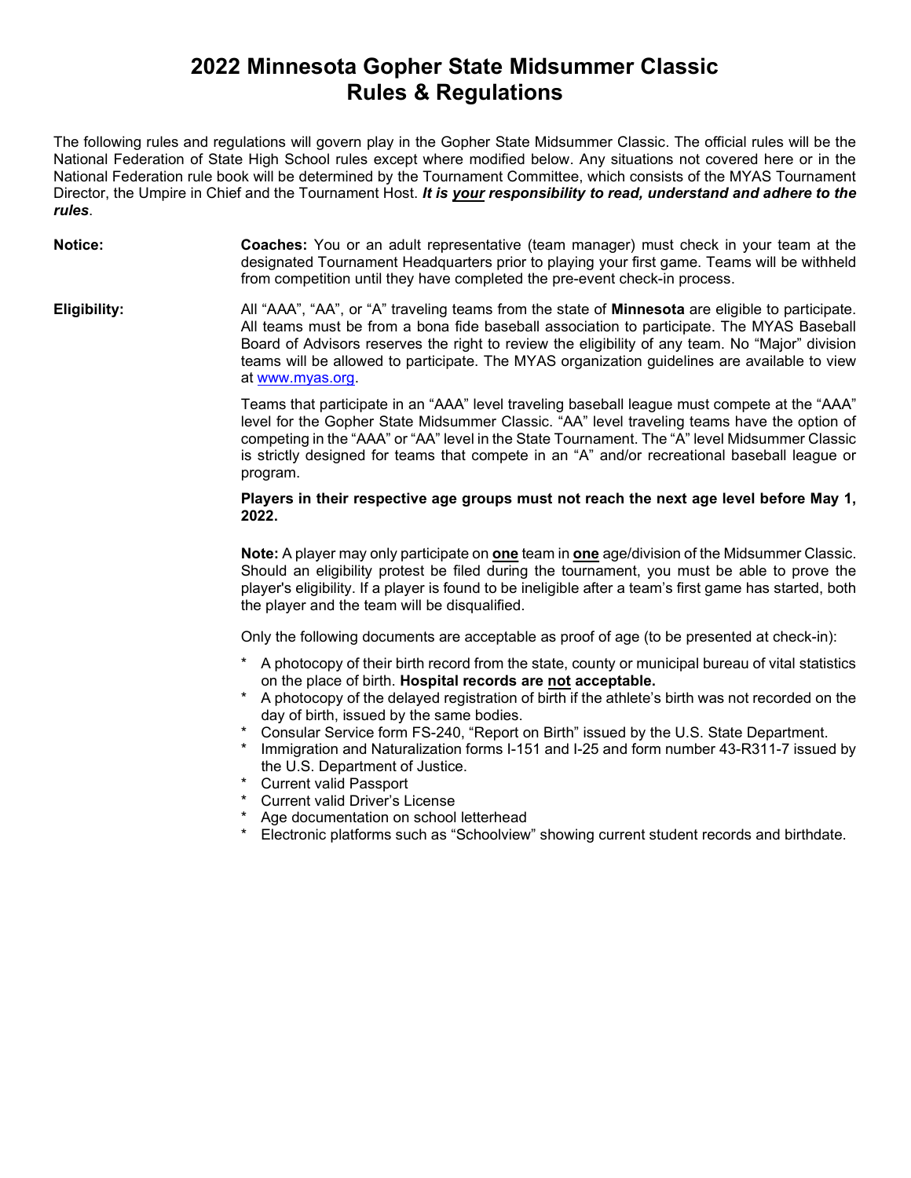# 2022 Minnesota Gopher State Midsummer Classic
# Rules & Regulations

The following rules and regulations will govern play in the Gopher State Midsummer Classic. The official rules will be the National Federation of State High School rules except where modified below. Any situations not covered here or in the National Federation rule book will be determined by the Tournament Committee, which consists of the MYAS Tournament Director, the Umpire in Chief and the Tournament Host. ***It is your responsibility to read, understand and adhere to the rules***.

**Notice:**

**Coaches:** You or an adult representative (team manager) must check in your team at the designated Tournament Headquarters prior to playing your first game. Teams will be withheld from competition until they have completed the pre-event check-in process.

**Eligibility:**

All "AAA", "AA", or "A" traveling teams from the state of **Minnesota** are eligible to participate. All teams must be from a bona fide baseball association to participate. The MYAS Baseball Board of Advisors reserves the right to review the eligibility of any team. No "Major" division teams will be allowed to participate. The MYAS organization guidelines are available to view at www.myas.org.

Teams that participate in an "AAA" level traveling baseball league must compete at the "AAA" level for the Gopher State Midsummer Classic. "AA" level traveling teams have the option of competing in the "AAA" or "AA" level in the State Tournament. The "A" level Midsummer Classic is strictly designed for teams that compete in an "A" and/or recreational baseball league or program.

**Players in their respective age groups must not reach the next age level before May 1, 2022.**

**Note:** A player may only participate on **one** team in **one** age/division of the Midsummer Classic. Should an eligibility protest be filed during the tournament, you must be able to prove the player's eligibility. If a player is found to be ineligible after a team's first game has started, both the player and the team will be disqualified.

Only the following documents are acceptable as proof of age (to be presented at check-in):

* A photocopy of their birth record from the state, county or municipal bureau of vital statistics on the place of birth. **Hospital records are not acceptable.**
* A photocopy of the delayed registration of birth if the athlete's birth was not recorded on the day of birth, issued by the same bodies.
* Consular Service form FS-240, "Report on Birth" issued by the U.S. State Department.
* Immigration and Naturalization forms I-151 and I-25 and form number 43-R311-7 issued by the U.S. Department of Justice.
* Current valid Passport
* Current valid Driver's License
* Age documentation on school letterhead
* Electronic platforms such as "Schoolview" showing current student records and birthdate.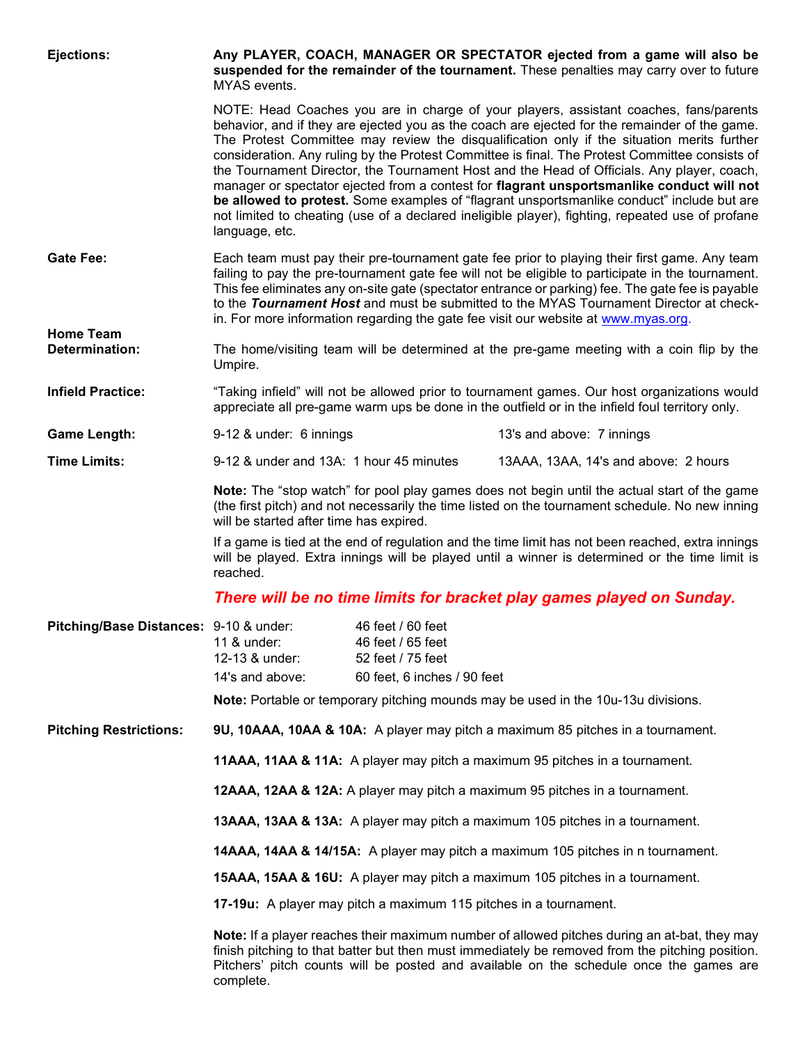**Ejections:** **Any PLAYER, COACH, MANAGER OR SPECTATOR ejected from a game will also be suspended for the remainder of the tournament.** These penalties may carry over to future MYAS events.

NOTE: Head Coaches you are in charge of your players, assistant coaches, fans/parents behavior, and if they are ejected you as the coach are ejected for the remainder of the game. The Protest Committee may review the disqualification only if the situation merits further consideration. Any ruling by the Protest Committee is final. The Protest Committee consists of the Tournament Director, the Tournament Host and the Head of Officials. Any player, coach, manager or spectator ejected from a contest for **flagrant unsportsmanlike conduct will not be allowed to protest.** Some examples of "flagrant unsportsmanlike conduct" include but are not limited to cheating (use of a declared ineligible player), fighting, repeated use of profane language, etc.

**Gate Fee:** Each team must pay their pre-tournament gate fee prior to playing their first game. Any team failing to pay the pre-tournament gate fee will not be eligible to participate in the tournament. This fee eliminates any on-site gate (spectator entrance or parking) fee. The gate fee is payable to the ***Tournament Host*** and must be submitted to the MYAS Tournament Director at check-in. For more information regarding the gate fee visit our website at www.myas.org.

**Home Team Determination:** The home/visiting team will be determined at the pre-game meeting with a coin flip by the Umpire.

**Infield Practice:** "Taking infield" will not be allowed prior to tournament games. Our host organizations would appreciate all pre-game warm ups be done in the outfield or in the infield foul territory only.

**Game Length:** 9-12 & under: 6 innings — 13's and above: 7 innings

**Time Limits:** 9-12 & under and 13A: 1 hour 45 minutes — 13AAA, 13AA, 14's and above: 2 hours

**Note:** The "stop watch" for pool play games does not begin until the actual start of the game (the first pitch) and not necessarily the time listed on the tournament schedule. No new inning will be started after time has expired.

If a game is tied at the end of regulation and the time limit has not been reached, extra innings will be played. Extra innings will be played until a winner is determined or the time limit is reached.

***There will be no time limits for bracket play games played on Sunday.***

**Pitching/Base Distances:**

| Division | Distances |
|---|---|
| 9-10 & under: | 46 feet / 60 feet |
| 11 & under: | 46 feet / 65 feet |
| 12-13 & under: | 52 feet / 75 feet |
| 14's and above: | 60 feet, 6 inches / 90 feet |

**Note:** Portable or temporary pitching mounds may be used in the 10u-13u divisions.

**Pitching Restrictions:**

**9U, 10AAA, 10AA & 10A:** A player may pitch a maximum 85 pitches in a tournament.

**11AAA, 11AA & 11A:** A player may pitch a maximum 95 pitches in a tournament.

**12AAA, 12AA & 12A:** A player may pitch a maximum 95 pitches in a tournament.

**13AAA, 13AA & 13A:** A player may pitch a maximum 105 pitches in a tournament.

**14AAA, 14AA & 14/15A:** A player may pitch a maximum 105 pitches in n tournament.

**15AAA, 15AA & 16U:** A player may pitch a maximum 105 pitches in a tournament.

**17-19u:** A player may pitch a maximum 115 pitches in a tournament.

**Note:** If a player reaches their maximum number of allowed pitches during an at-bat, they may finish pitching to that batter but then must immediately be removed from the pitching position. Pitchers' pitch counts will be posted and available on the schedule once the games are complete.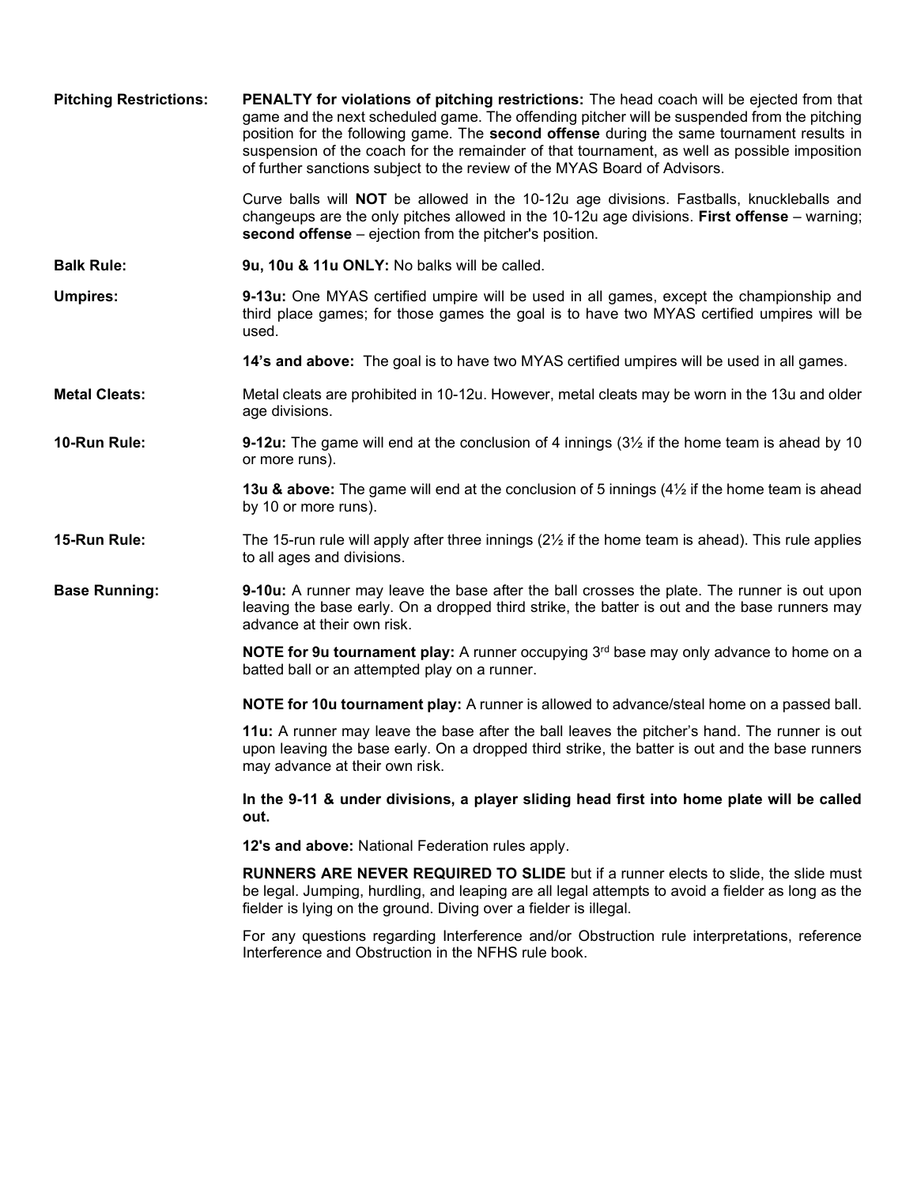**Pitching Restrictions:**

**PENALTY for violations of pitching restrictions:** The head coach will be ejected from that game and the next scheduled game. The offending pitcher will be suspended from the pitching position for the following game. The **second offense** during the same tournament results in suspension of the coach for the remainder of that tournament, as well as possible imposition of further sanctions subject to the review of the MYAS Board of Advisors.

Curve balls will **NOT** be allowed in the 10-12u age divisions. Fastballs, knuckleballs and changeups are the only pitches allowed in the 10-12u age divisions. **First offense** – warning; **second offense** – ejection from the pitcher's position.

**Balk Rule:**

**9u, 10u & 11u ONLY:** No balks will be called.

**Umpires:**

**9-13u:** One MYAS certified umpire will be used in all games, except the championship and third place games; for those games the goal is to have two MYAS certified umpires will be used.

**14's and above:** The goal is to have two MYAS certified umpires will be used in all games.

**Metal Cleats:**

Metal cleats are prohibited in 10-12u. However, metal cleats may be worn in the 13u and older age divisions.

**10-Run Rule:**

**9-12u:** The game will end at the conclusion of 4 innings (3½ if the home team is ahead by 10 or more runs).

**13u & above:** The game will end at the conclusion of 5 innings (4½ if the home team is ahead by 10 or more runs).

**15-Run Rule:**

The 15-run rule will apply after three innings (2½ if the home team is ahead). This rule applies to all ages and divisions.

**Base Running:**

**9-10u:** A runner may leave the base after the ball crosses the plate. The runner is out upon leaving the base early. On a dropped third strike, the batter is out and the base runners may advance at their own risk.

**NOTE for 9u tournament play:** A runner occupying 3rd base may only advance to home on a batted ball or an attempted play on a runner.

**NOTE for 10u tournament play:** A runner is allowed to advance/steal home on a passed ball.

**11u:** A runner may leave the base after the ball leaves the pitcher's hand. The runner is out upon leaving the base early. On a dropped third strike, the batter is out and the base runners may advance at their own risk.

**In the 9-11 & under divisions, a player sliding head first into home plate will be called out.**

**12's and above:** National Federation rules apply.

**RUNNERS ARE NEVER REQUIRED TO SLIDE** but if a runner elects to slide, the slide must be legal. Jumping, hurdling, and leaping are all legal attempts to avoid a fielder as long as the fielder is lying on the ground. Diving over a fielder is illegal.

For any questions regarding Interference and/or Obstruction rule interpretations, reference Interference and Obstruction in the NFHS rule book.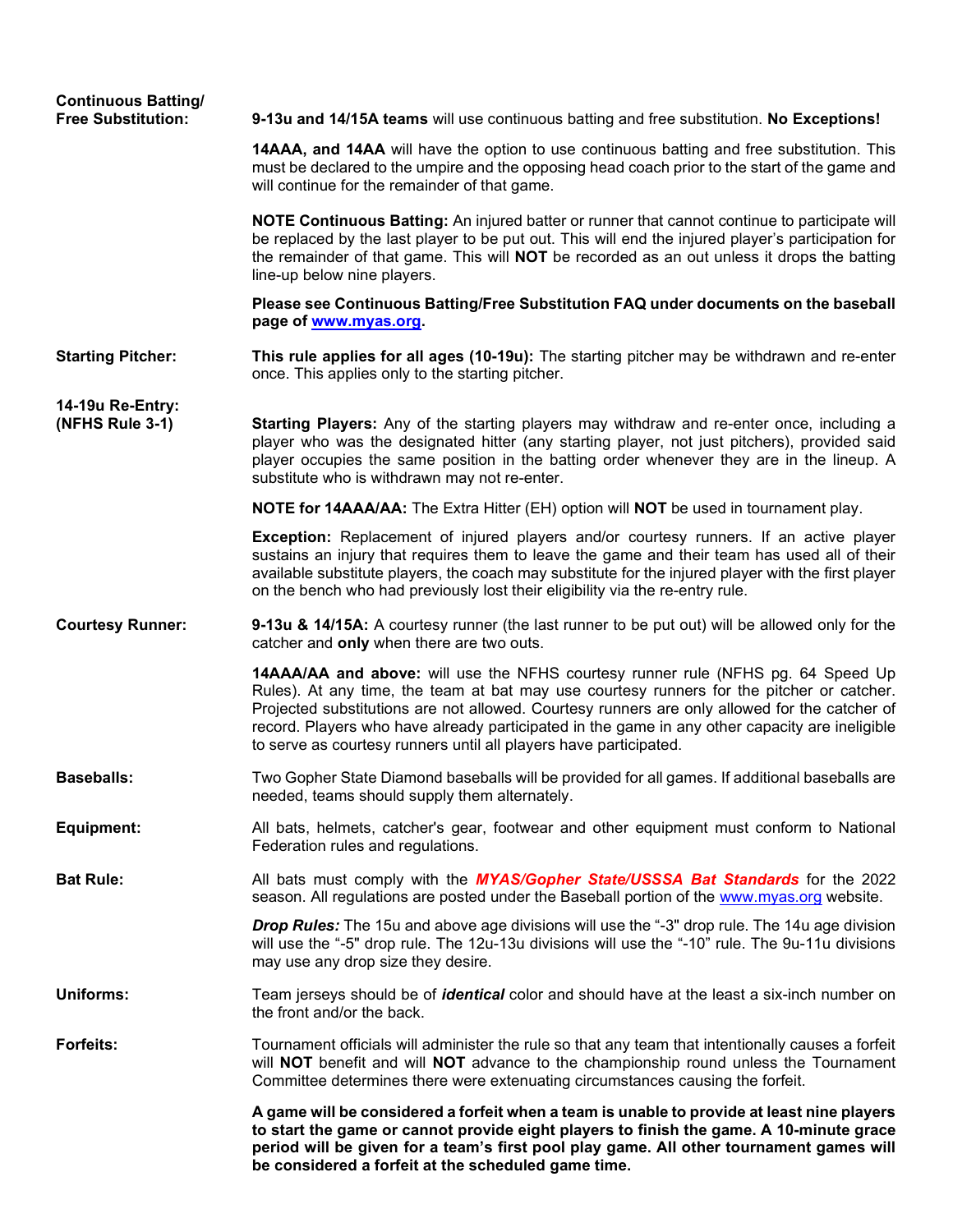**Continuous Batting/ Free Substitution:**

**9-13u and 14/15A teams** will use continuous batting and free substitution. **No Exceptions!**

**14AAA, and 14AA** will have the option to use continuous batting and free substitution. This must be declared to the umpire and the opposing head coach prior to the start of the game and will continue for the remainder of that game.

**NOTE Continuous Batting:** An injured batter or runner that cannot continue to participate will be replaced by the last player to be put out. This will end the injured player's participation for the remainder of that game. This will **NOT** be recorded as an out unless it drops the batting line-up below nine players.

**Please see Continuous Batting/Free Substitution FAQ under documents on the baseball page of [www.myas.org](http://www.myas.org).**

**Starting Pitcher:**

**This rule applies for all ages (10-19u):** The starting pitcher may be withdrawn and re-enter once. This applies only to the starting pitcher.

**14-19u Re-Entry: (NFHS Rule 3-1)**

**Starting Players:** Any of the starting players may withdraw and re-enter once, including a player who was the designated hitter (any starting player, not just pitchers), provided said player occupies the same position in the batting order whenever they are in the lineup. A substitute who is withdrawn may not re-enter.

**NOTE for 14AAA/AA:** The Extra Hitter (EH) option will **NOT** be used in tournament play.

**Exception:** Replacement of injured players and/or courtesy runners. If an active player sustains an injury that requires them to leave the game and their team has used all of their available substitute players, the coach may substitute for the injured player with the first player on the bench who had previously lost their eligibility via the re-entry rule.

**Courtesy Runner:**

**9-13u & 14/15A:** A courtesy runner (the last runner to be put out) will be allowed only for the catcher and **only** when there are two outs.

**14AAA/AA and above:** will use the NFHS courtesy runner rule (NFHS pg. 64 Speed Up Rules). At any time, the team at bat may use courtesy runners for the pitcher or catcher. Projected substitutions are not allowed. Courtesy runners are only allowed for the catcher of record. Players who have already participated in the game in any other capacity are ineligible to serve as courtesy runners until all players have participated.

**Baseballs:**

Two Gopher State Diamond baseballs will be provided for all games. If additional baseballs are needed, teams should supply them alternately.

**Equipment:**

All bats, helmets, catcher's gear, footwear and other equipment must conform to National Federation rules and regulations.

**Bat Rule:**

All bats must comply with the ***MYAS/Gopher State/USSSA Bat Standards*** for the 2022 season. All regulations are posted under the Baseball portion of the [www.myas.org](http://www.myas.org) website.

***Drop Rules:*** The 15u and above age divisions will use the "-3" drop rule. The 14u age division will use the "-5" drop rule. The 12u-13u divisions will use the "-10" rule. The 9u-11u divisions may use any drop size they desire.

**Uniforms:**

Team jerseys should be of ***identical*** color and should have at the least a six-inch number on the front and/or the back.

**Forfeits:**

Tournament officials will administer the rule so that any team that intentionally causes a forfeit will **NOT** benefit and will **NOT** advance to the championship round unless the Tournament Committee determines there were extenuating circumstances causing the forfeit.

**A game will be considered a forfeit when a team is unable to provide at least nine players to start the game or cannot provide eight players to finish the game. A 10-minute grace period will be given for a team's first pool play game. All other tournament games will be considered a forfeit at the scheduled game time.**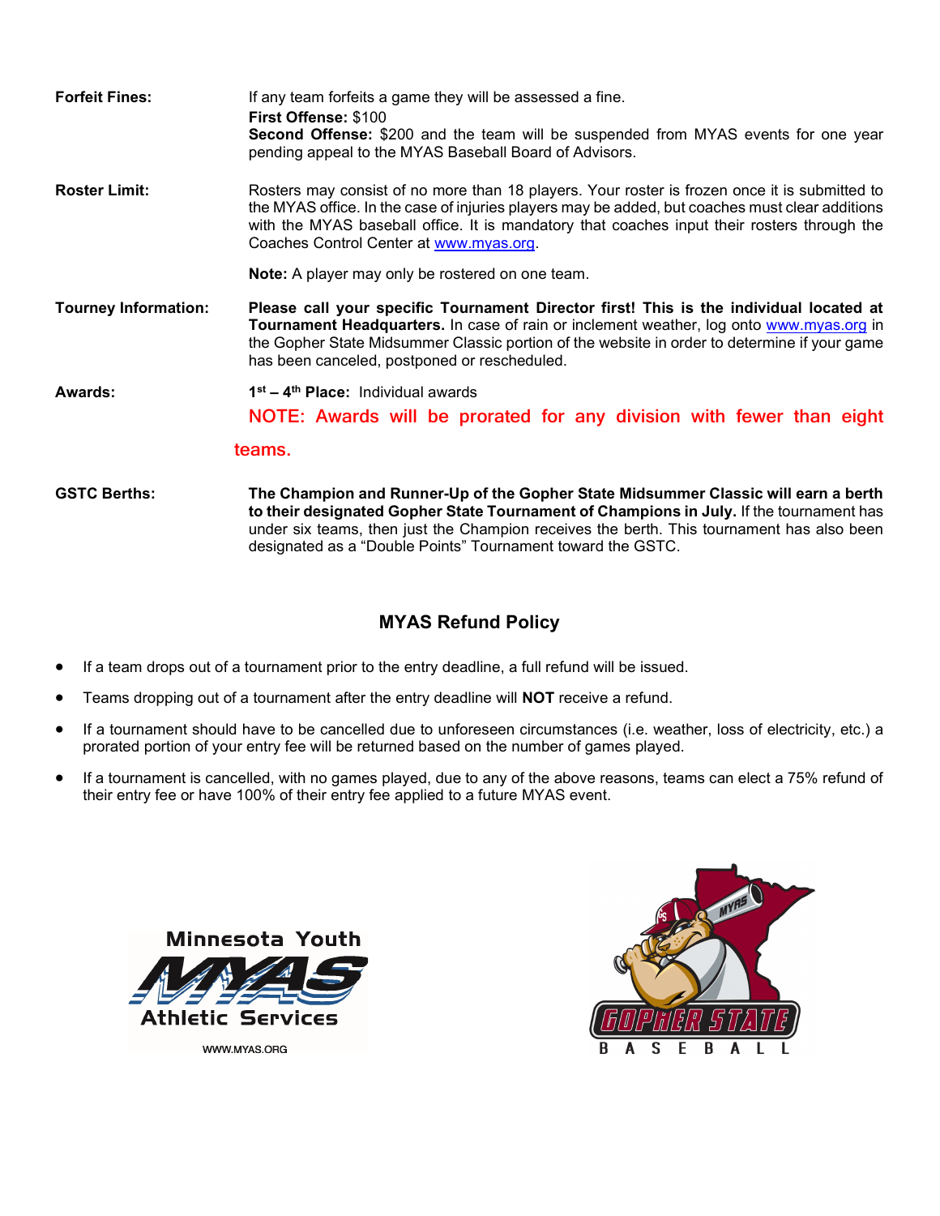**Forfeit Fines:** If any team forfeits a game they will be assessed a fine.
**First Offense:** $100
**Second Offense:** $200 and the team will be suspended from MYAS events for one year pending appeal to the MYAS Baseball Board of Advisors.

**Roster Limit:** Rosters may consist of no more than 18 players. Your roster is frozen once it is submitted to the MYAS office. In the case of injuries players may be added, but coaches must clear additions with the MYAS baseball office. It is mandatory that coaches input their rosters through the Coaches Control Center at www.myas.org.

**Note:** A player may only be rostered on one team.

**Tourney Information:** **Please call your specific Tournament Director first! This is the individual located at Tournament Headquarters.** In case of rain or inclement weather, log onto www.myas.org in the Gopher State Midsummer Classic portion of the website in order to determine if your game has been canceled, postponed or rescheduled.

**Awards:** **1st – 4th Place:** Individual awards

NOTE: Awards will be prorated for any division with fewer than eight teams.

**GSTC Berths:** **The Champion and Runner-Up of the Gopher State Midsummer Classic will earn a berth to their designated Gopher State Tournament of Champions in July.** If the tournament has under six teams, then just the Champion receives the berth. This tournament has also been designated as a "Double Points" Tournament toward the GSTC.

## MYAS Refund Policy

- If a team drops out of a tournament prior to the entry deadline, a full refund will be issued.
- Teams dropping out of a tournament after the entry deadline will **NOT** receive a refund.
- If a tournament should have to be cancelled due to unforeseen circumstances (i.e. weather, loss of electricity, etc.) a prorated portion of your entry fee will be returned based on the number of games played.
- If a tournament is cancelled, with no games played, due to any of the above reasons, teams can elect a 75% refund of their entry fee or have 100% of their entry fee applied to a future MYAS event.

Minnesota Youth MYAS Athletic Services
WWW.MYAS.ORG

GOPHER STATE BASEBALL